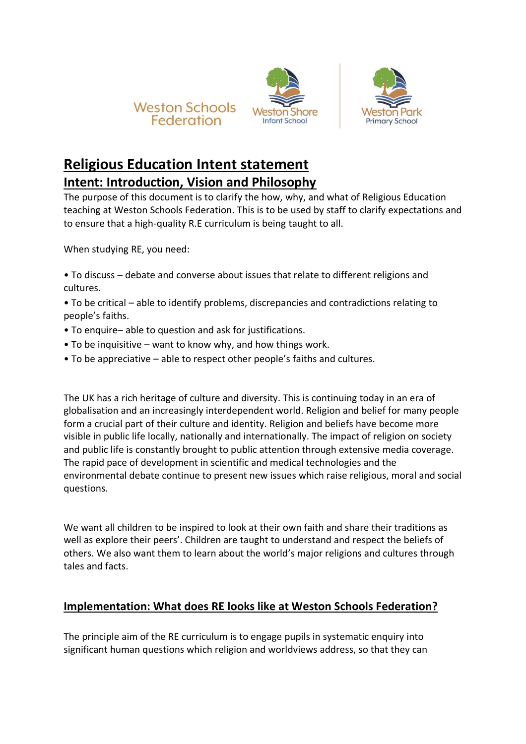Weston Schools Federation

Weston Shore Infant School

Weston Park Primary School

# Religious Education Intent statement

## Intent: Introduction, Vision and Philosophy

The purpose of this document is to clarify the how, why, and what of Religious Education teaching at Weston Schools Federation. This is to be used by staff to clarify expectations and to ensure that a high-quality R.E curriculum is being taught to all.

When studying RE, you need:

- To discuss – debate and converse about issues that relate to different religions and cultures.
- To be critical – able to identify problems, discrepancies and contradictions relating to people's faiths.
- To enquire– able to question and ask for justifications.
- To be inquisitive – want to know why, and how things work.
- To be appreciative – able to respect other people's faiths and cultures.

The UK has a rich heritage of culture and diversity. This is continuing today in an era of globalisation and an increasingly interdependent world. Religion and belief for many people form a crucial part of their culture and identity. Religion and beliefs have become more visible in public life locally, nationally and internationally. The impact of religion on society and public life is constantly brought to public attention through extensive media coverage. The rapid pace of development in scientific and medical technologies and the environmental debate continue to present new issues which raise religious, moral and social questions.

We want all children to be inspired to look at their own faith and share their traditions as well as explore their peers'. Children are taught to understand and respect the beliefs of others. We also want them to learn about the world's major religions and cultures through tales and facts.

## Implementation: What does RE looks like at Weston Schools Federation?

The principle aim of the RE curriculum is to engage pupils in systematic enquiry into significant human questions which religion and worldviews address, so that they can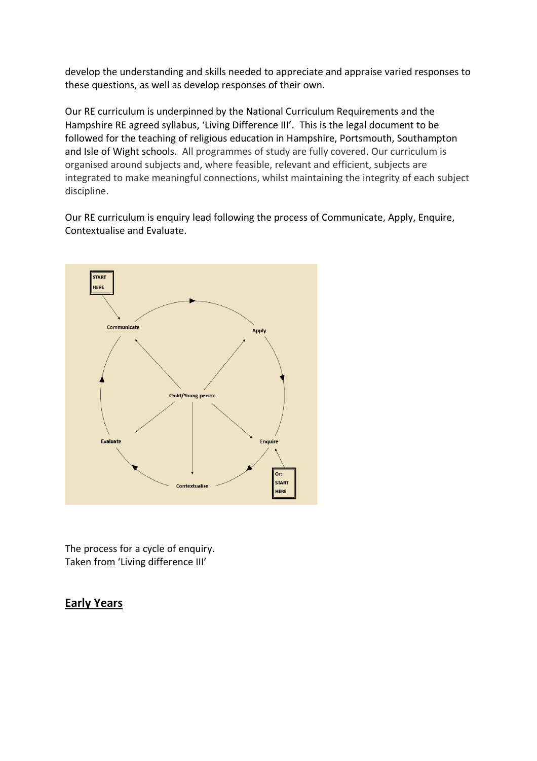develop the understanding and skills needed to appreciate and appraise varied responses to these questions, as well as develop responses of their own.

Our RE curriculum is underpinned by the National Curriculum Requirements and the Hampshire RE agreed syllabus, 'Living Difference III'. This is the legal document to be followed for the teaching of religious education in Hampshire, Portsmouth, Southampton and Isle of Wight schools. All programmes of study are fully covered. Our curriculum is organised around subjects and, where feasible, relevant and efficient, subjects are integrated to make meaningful connections, whilst maintaining the integrity of each subject discipline.

Our RE curriculum is enquiry lead following the process of Communicate, Apply, Enquire, Contextualise and Evaluate.

The process for a cycle of enquiry.
Taken from 'Living difference III'

## Early Years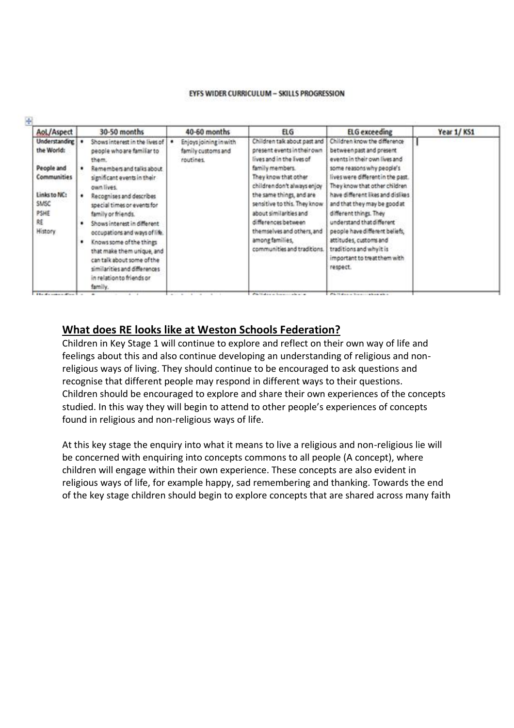EYFS WIDER CURRICULUM – SKILLS PROGRESSION

| AoL/Aspect | 30-50 months | 40-60 months | ELG | ELG exceeding | Year 1/ KS1 |
|---|---|---|---|---|---|
| **Understanding the World:** **People and Communities** Links to NC: SMSC PSHE RE History | • Shows interest in the lives of people who are familiar to them. • Remembers and talks about significant events in their own lives. • Recognises and describes special times or events for family or friends. • Shows interest in different occupations and ways of life. • Knows some of the things that make them unique, and can talk about some of the similarities and differences in relation to friends or family. | • Enjoys joining in with family customs and routines. | Children talk about past and present events in their own lives and in the lives of family members. They know that other children don't always enjoy the same things, and are sensitive to this. They know about similarities and differences between themselves and others, and among families, communities and traditions. | Children know the difference between past and present events in their own lives and some reasons why people's lives were different in the past. They know that other children have different likes and dislikes and that they may be good at different things. They understand that different people have different beliefs, attitudes, customs and traditions and why it is important to treat them with respect. | |

## What does RE looks like at Weston Schools Federation?

Children in Key Stage 1 will continue to explore and reflect on their own way of life and feelings about this and also continue developing an understanding of religious and non-religious ways of living. They should continue to be encouraged to ask questions and recognise that different people may respond in different ways to their questions. Children should be encouraged to explore and share their own experiences of the concepts studied. In this way they will begin to attend to other people's experiences of concepts found in religious and non-religious ways of life.

At this key stage the enquiry into what it means to live a religious and non-religious lie will be concerned with enquiring into concepts commons to all people (A concept), where children will engage within their own experience. These concepts are also evident in religious ways of life, for example happy, sad remembering and thanking. Towards the end of the key stage children should begin to explore concepts that are shared across many faith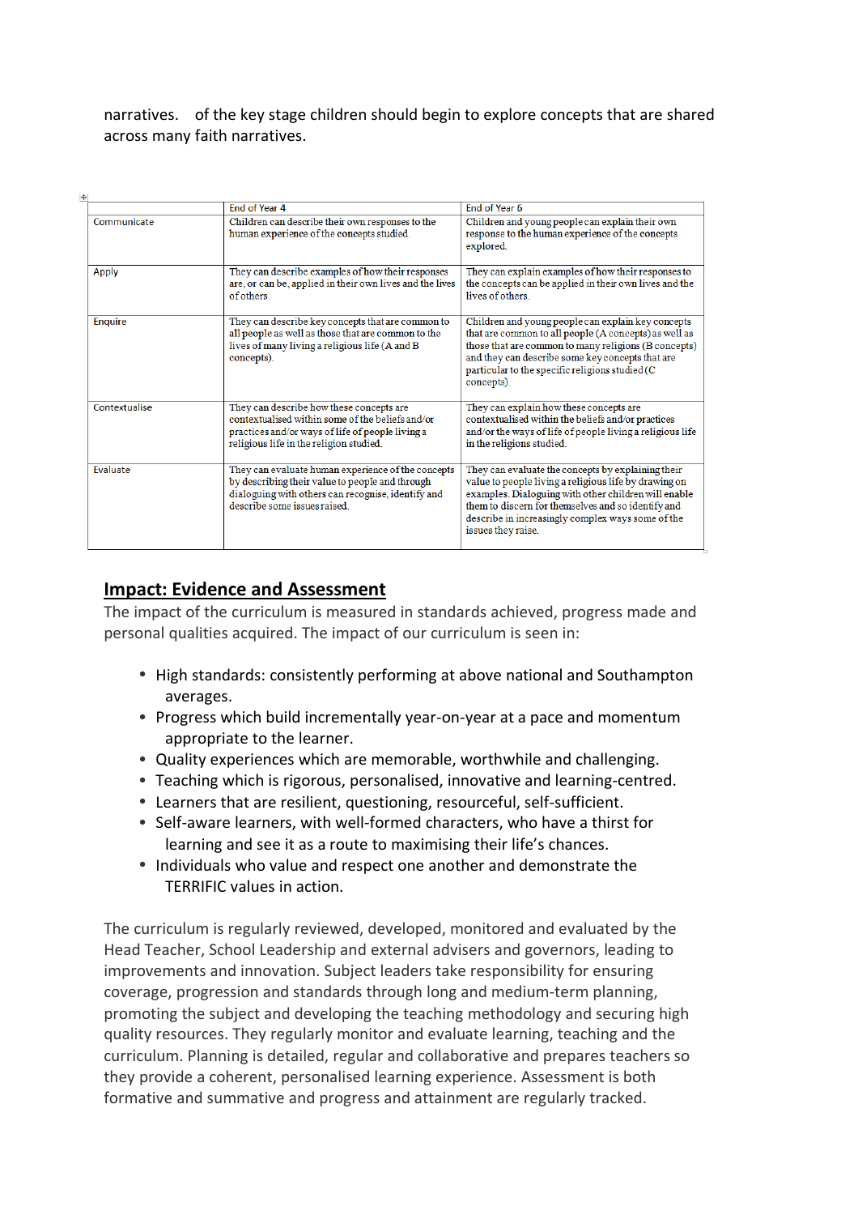narratives.    of the key stage children should begin to explore concepts that are shared across many faith narratives.

| | End of Year 4 | End of Year 6 |
|---|---|---|
| Communicate | Children can describe their own responses to the human experience of the concepts studied. | Children and young people can explain their own response to the human experience of the concepts explored. |
| Apply | They can describe examples of how their responses are, or can be, applied in their own lives and the lives of others. | They can explain examples of how their responses to the concepts can be applied in their own lives and the lives of others. |
| Enquire | They can describe key concepts that are common to all people as well as those that are common to the lives of many living a religious life (A and B concepts). | Children and young people can explain key concepts that are common to all people (A concepts) as well as those that are common to many religions (B concepts) and they can describe some key concepts that are particular to the specific religions studied (C concepts). |
| Contextualise | They can describe how these concepts are contextualised within some of the beliefs and/or practices and/or ways of life of people living a religious life in the religion studied. | They can explain how these concepts are contextualised within the beliefs and/or practices and/or the ways of life of people living a religious life in the religions studied. |
| Evaluate | They can evaluate human experience of the concepts by describing their value to people and through dialoguing with others can recognise, identify and describe some issues raised. | They can evaluate the concepts by explaining their value to people living a religious life by drawing on examples. Dialoguing with other children will enable them to discern for themselves and so identify and describe in increasingly complex ways some of the issues they raise. |

## Impact: Evidence and Assessment

The impact of the curriculum is measured in standards achieved, progress made and personal qualities acquired. The impact of our curriculum is seen in:

- High standards: consistently performing at above national and Southampton averages.
- Progress which build incrementally year-on-year at a pace and momentum appropriate to the learner.
- Quality experiences which are memorable, worthwhile and challenging.
- Teaching which is rigorous, personalised, innovative and learning-centred.
- Learners that are resilient, questioning, resourceful, self-sufficient.
- Self-aware learners, with well-formed characters, who have a thirst for learning and see it as a route to maximising their life's chances.
- Individuals who value and respect one another and demonstrate the TERRIFIC values in action.

The curriculum is regularly reviewed, developed, monitored and evaluated by the Head Teacher, School Leadership and external advisers and governors, leading to improvements and innovation. Subject leaders take responsibility for ensuring coverage, progression and standards through long and medium-term planning, promoting the subject and developing the teaching methodology and securing high quality resources. They regularly monitor and evaluate learning, teaching and the curriculum. Planning is detailed, regular and collaborative and prepares teachers so they provide a coherent, personalised learning experience. Assessment is both formative and summative and progress and attainment are regularly tracked.